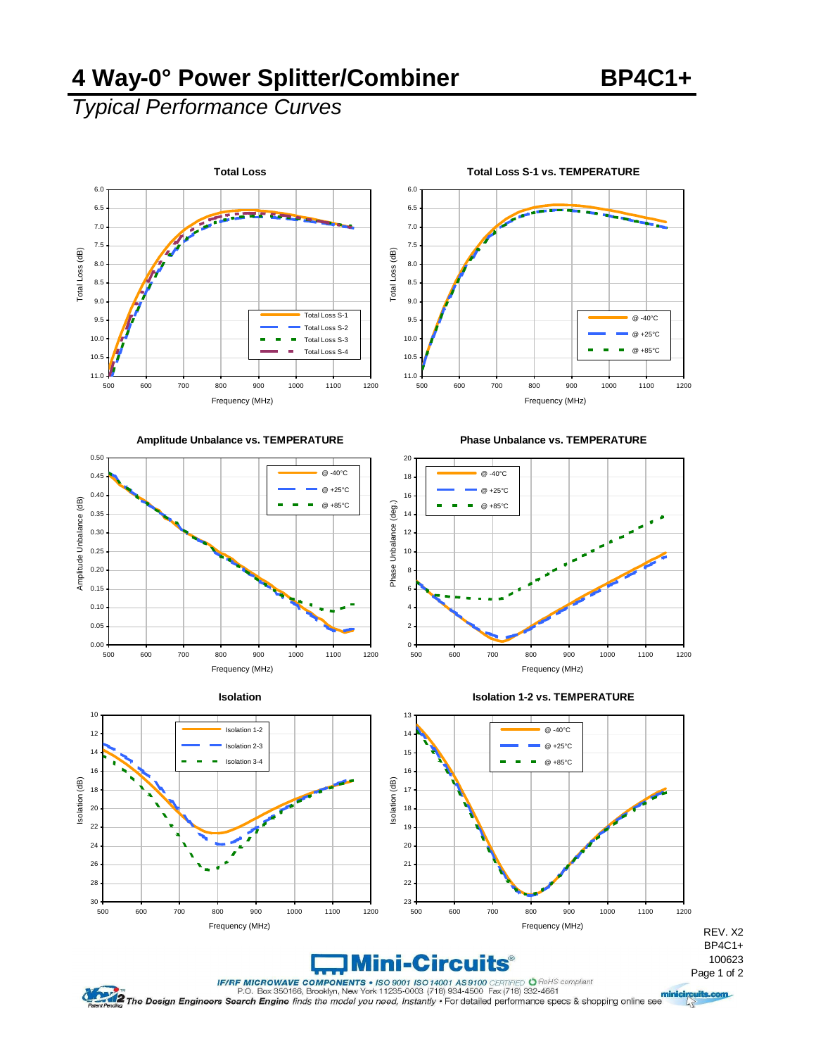# 4 Way-0° Power Splitter/Combiner BP4C1+

## *Typical Performance Curves*

**Total Loss**

Total Loss (dB) vs. Frequency (MHz)

Legend: Total Loss S-1, Total Loss S-2, Total Loss S-3, Total Loss S-4

**Total Loss S-1 vs. TEMPERATURE**

Total Loss (dB) vs. Frequency (MHz)

Legend: @ -40°C, @ +25°C, @ +85°C

**Amplitude Unbalance vs. TEMPERATURE**

Amplitude Unbalance (dB) vs. Frequency (MHz)

Legend: @ -40°C, @ +25°C, @ +85°C

**Phase Unbalance vs. TEMPERATURE**

Phase Unbalance (deg.) vs. Frequency (MHz)

Legend: @ -40°C, @ +25°C, @ +85°C

**Isolation**

Isolation (dB) vs. Frequency (MHz)

Legend: Isolation 1-2, Isolation 2-3, Isolation 3-4

**Isolation 1-2 vs. TEMPERATURE**

Isolation (dB) vs. Frequency (MHz)

Legend: @ -40°C, @ +25°C, @ +85°C

REV. X2
BP4C1+
100623

**Mini-Circuits®**

*IF/RF MICROWAVE COMPONENTS* • *ISO 9001 ISO 14001 AS 9100 CERTIFIED* RoHS compliant
P.O. Box 350166, Brooklyn, New York 11235-0003 (718) 934-4500 Fax (718) 332-4661

***The Design Engineers Search Engine*** *finds the model you need, Instantly* • For detailed performance specs & shopping online see minicircuits.com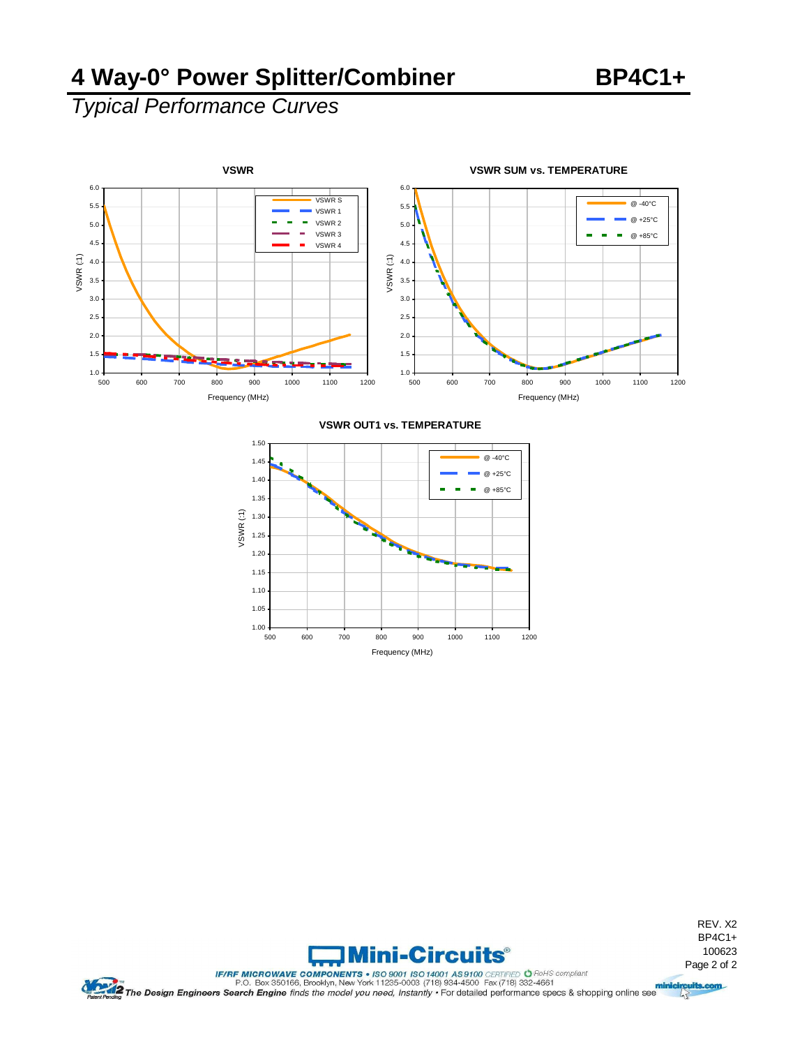# 4 Way-0° Power Splitter/Combiner BP4C1+

## *Typical Performance Curves*

**VSWR**

6.0
5.5
5.0
4.5
4.0
3.5
3.0
2.5
2.0
1.5
1.0

VSWR (:1)

500 600 700 800 900 1000 1100 1200

Frequency (MHz)

VSWR S
VSWR 1
VSWR 2
VSWR 3
VSWR 4

**VSWR SUM vs. TEMPERATURE**

6.0
5.5
5.0
4.5
4.0
3.5
3.0
2.5
2.0
1.5
1.0

VSWR (:1)

500 600 700 800 900 1000 1100 1200

Frequency (MHz)

@ -40°C
@ +25°C
@ +85°C

**VSWR OUT1 vs. TEMPERATURE**

1.50
1.45
1.40
1.35
1.30
1.25
1.20
1.15
1.10
1.05
1.00

VSWR (:1)

500 600 700 800 900 1000 1100 1200

Frequency (MHz)

@ -40°C
@ +25°C
@ +85°C

REV. X2
BP4C1+
100623

**Mini-Circuits®**

*IF/RF MICROWAVE COMPONENTS • ISO 9001 ISO 14001 AS 9100 CERTIFIED* RoHS compliant
P.O. Box 350166, Brooklyn, New York 11235-0003 (718) 934-4500 Fax (718) 332-4661
*The Design Engineers Search Engine finds the model you need, Instantly* • For detailed performance specs & shopping online see minicircuits.com